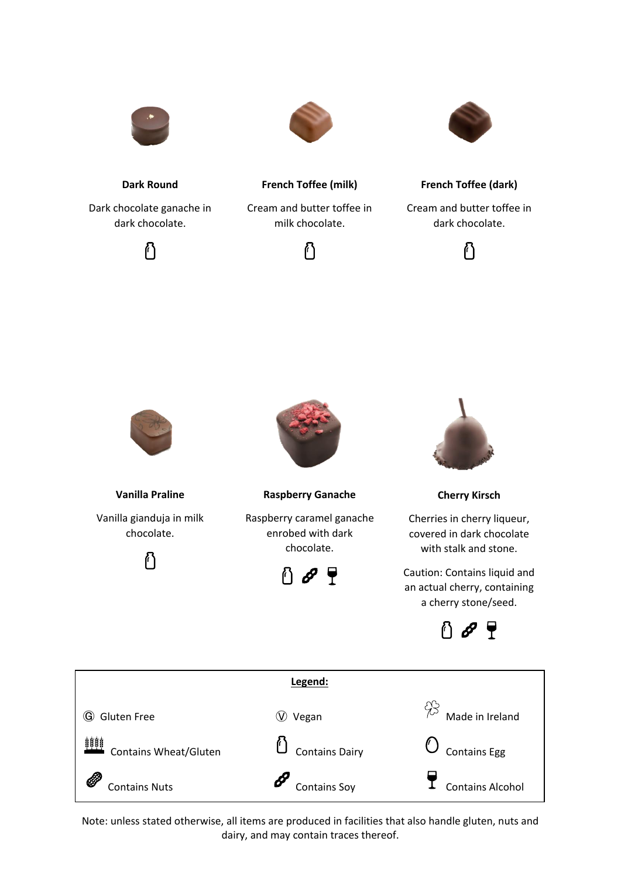**Dark Round**

Dark chocolate ganache in dark chocolate.

Contains Dairy

**French Toffee (milk)**

Cream and butter toffee in milk chocolate.

Contains Dairy

**French Toffee (dark)**

Cream and butter toffee in dark chocolate.

Contains Dairy

**Vanilla Praline**

Vanilla gianduja in milk chocolate.

Contains Dairy

**Raspberry Ganache**

Raspberry caramel ganache enrobed with dark chocolate.

Contains Dairy, Contains Soy, Contains Alcohol

**Cherry Kirsch**

Cherries in cherry liqueur, covered in dark chocolate with stalk and stone.

Caution: Contains liquid and an actual cherry, containing a cherry stone/seed.

Contains Dairy, Contains Soy, Contains Alcohol

**Legend:**

| | | |
|---|---|---|
| Ⓖ Gluten Free | Ⓥ Vegan | Made in Ireland |
| Contains Wheat/Gluten | Contains Dairy | Contains Egg |
| Contains Nuts | Contains Soy | Contains Alcohol |

Note: unless stated otherwise, all items are produced in facilities that also handle gluten, nuts and dairy, and may contain traces thereof.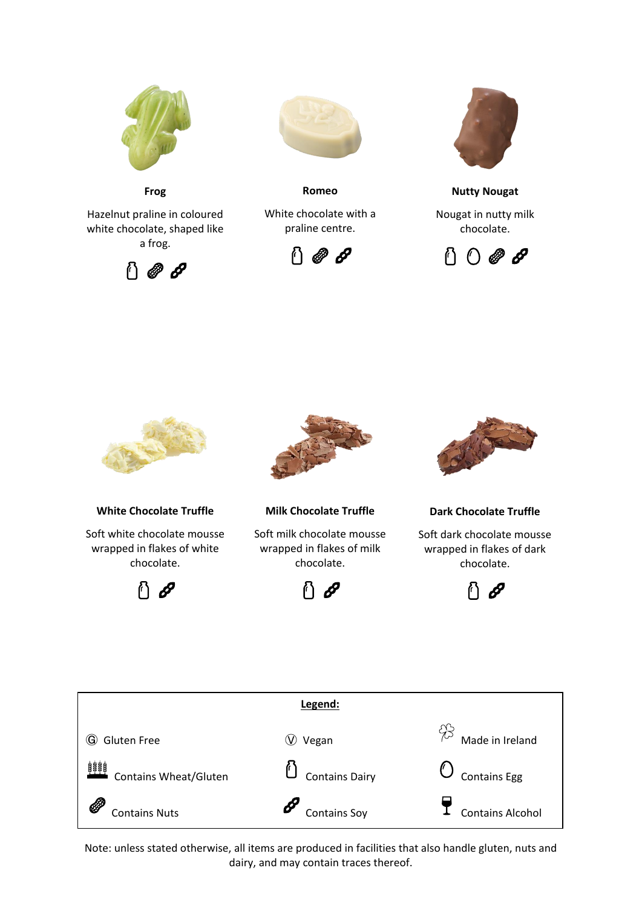**Frog**

Hazelnut praline in coloured white chocolate, shaped like a frog.

[Contains Dairy] [Contains Nuts] [Contains Soy]

**Romeo**

White chocolate with a praline centre.

[Contains Dairy] [Contains Nuts] [Contains Soy]

**Nutty Nougat**

Nougat in nutty milk chocolate.

[Contains Dairy] [Contains Egg] [Contains Nuts] [Contains Soy]

**White Chocolate Truffle**

Soft white chocolate mousse wrapped in flakes of white chocolate.

[Contains Dairy] [Contains Soy]

**Milk Chocolate Truffle**

Soft milk chocolate mousse wrapped in flakes of milk chocolate.

[Contains Dairy] [Contains Soy]

**Dark Chocolate Truffle**

Soft dark chocolate mousse wrapped in flakes of dark chocolate.

[Contains Dairy] [Contains Soy]

**Legend:**

| | | |
|---|---|---|
| Ⓖ Gluten Free | Ⓥ Vegan | Made in Ireland |
| Contains Wheat/Gluten | Contains Dairy | Contains Egg |
| Contains Nuts | Contains Soy | Contains Alcohol |

Note: unless stated otherwise, all items are produced in facilities that also handle gluten, nuts and dairy, and may contain traces thereof.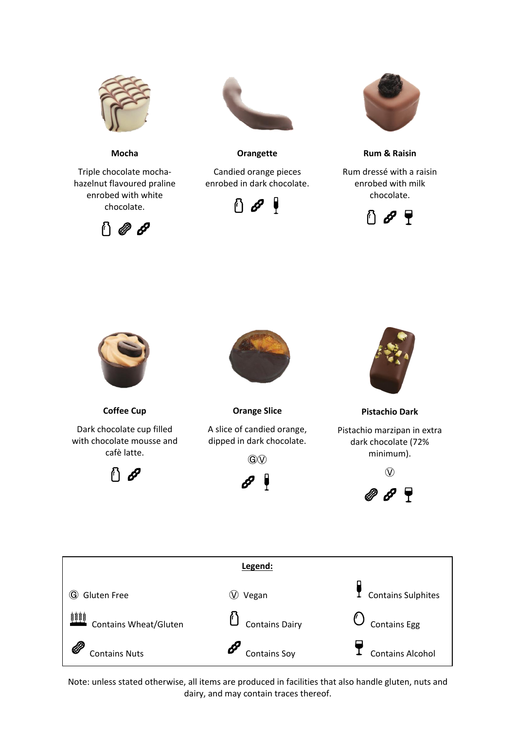**Mocha**

Triple chocolate mocha-hazelnut flavoured praline enrobed with white chocolate.

[Contains Dairy] [Contains Nuts] [Contains Soy]

**Orangette**

Candied orange pieces enrobed in dark chocolate.

[Contains Dairy] [Contains Soy] [Contains Sulphites]

**Rum & Raisin**

Rum dressé with a raisin enrobed with milk chocolate.

[Contains Dairy] [Contains Soy] [Contains Alcohol]

**Coffee Cup**

Dark chocolate cup filled with chocolate mousse and cafè latte.

[Contains Dairy] [Contains Soy]

**Orange Slice**

A slice of candied orange, dipped in dark chocolate.

ⒼⓋ

[Contains Soy] [Contains Sulphites]

**Pistachio Dark**

Pistachio marzipan in extra dark chocolate (72% minimum).

Ⓥ

[Contains Nuts] [Contains Soy] [Contains Alcohol]

**Legend:**

| | | |
|---|---|---|
| Ⓖ Gluten Free | Ⓥ Vegan | Contains Sulphites |
| Contains Wheat/Gluten | Contains Dairy | Contains Egg |
| Contains Nuts | Contains Soy | Contains Alcohol |

Note: unless stated otherwise, all items are produced in facilities that also handle gluten, nuts and dairy, and may contain traces thereof.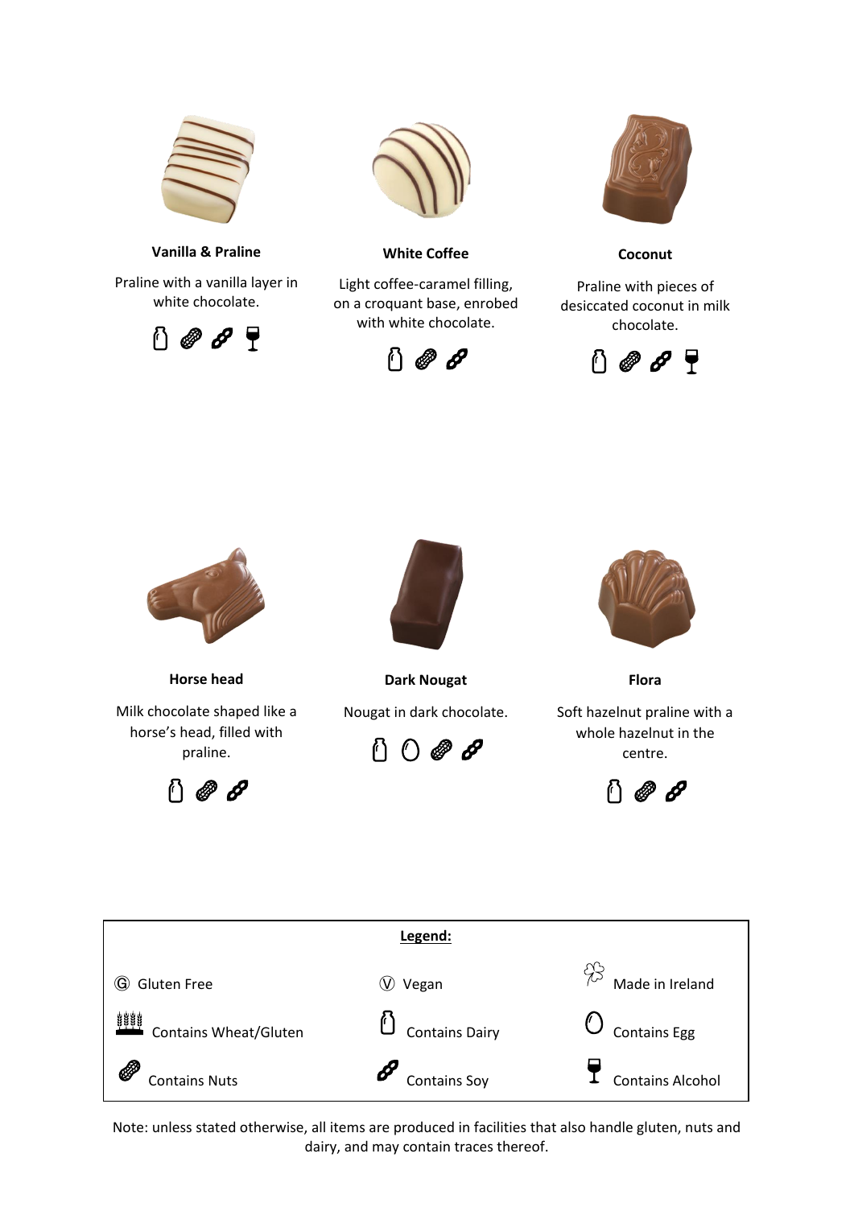**Vanilla & Praline**

Praline with a vanilla layer in white chocolate.

**White Coffee**

Light coffee-caramel filling, on a croquant base, enrobed with white chocolate.

**Coconut**

Praline with pieces of desiccated coconut in milk chocolate.

**Horse head**

Milk chocolate shaped like a horse's head, filled with praline.

**Dark Nougat**

Nougat in dark chocolate.

**Flora**

Soft hazelnut praline with a whole hazelnut in the centre.

**Legend:**

| | | |
|---|---|---|
| Ⓖ Gluten Free | Ⓥ Vegan | Made in Ireland |
| Contains Wheat/Gluten | Contains Dairy | Contains Egg |
| Contains Nuts | Contains Soy | Contains Alcohol |

Note: unless stated otherwise, all items are produced in facilities that also handle gluten, nuts and dairy, and may contain traces thereof.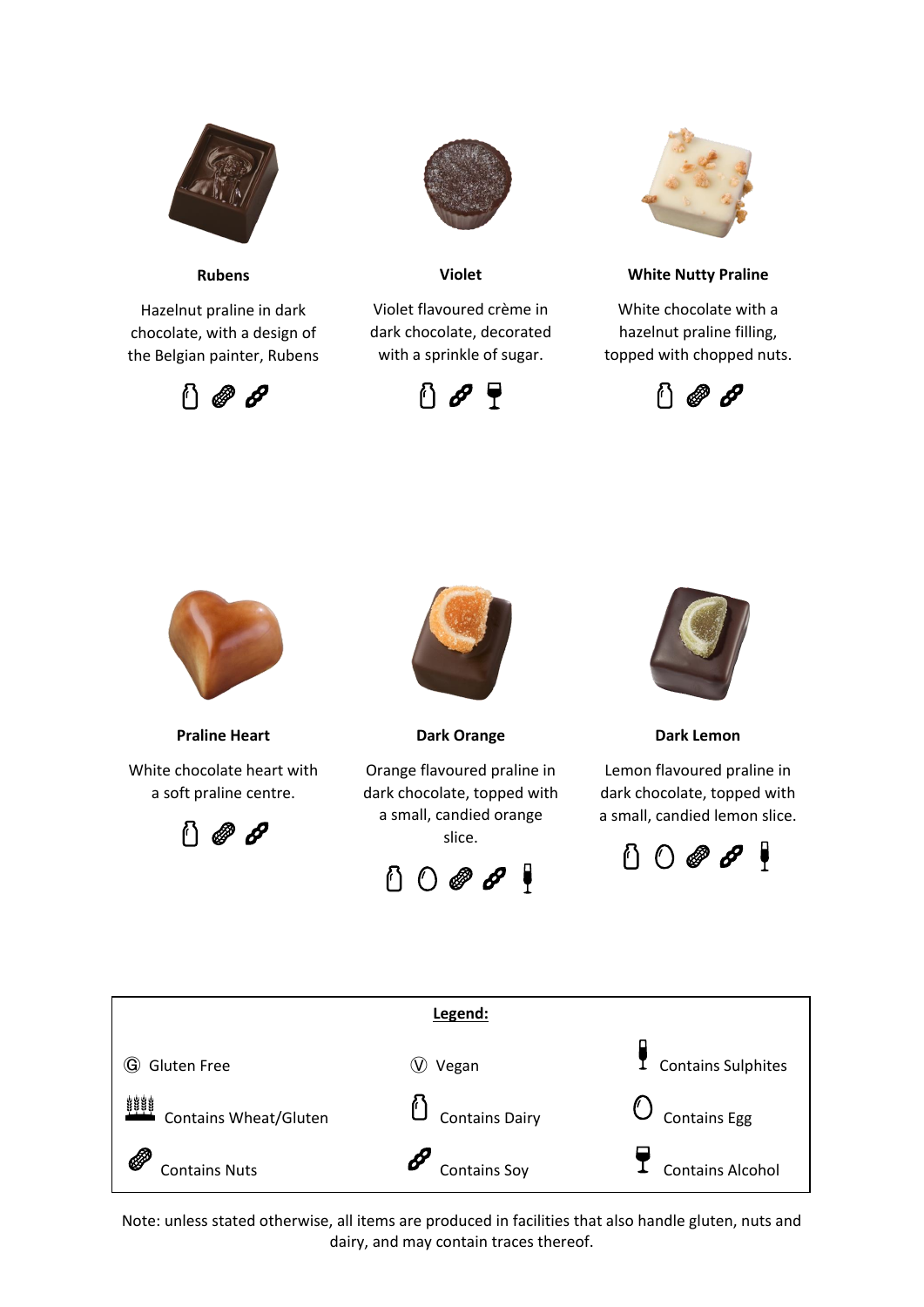**Rubens**

Hazelnut praline in dark chocolate, with a design of the Belgian painter, Rubens

Contains Dairy, Contains Nuts, Contains Soy

**Violet**

Violet flavoured crème in dark chocolate, decorated with a sprinkle of sugar.

Contains Dairy, Contains Soy, Contains Alcohol

**White Nutty Praline**

White chocolate with a hazelnut praline filling, topped with chopped nuts.

Contains Dairy, Contains Nuts, Contains Soy

**Praline Heart**

White chocolate heart with a soft praline centre.

Contains Dairy, Contains Nuts, Contains Soy

**Dark Orange**

Orange flavoured praline in dark chocolate, topped with a small, candied orange slice.

Contains Dairy, Contains Egg, Contains Nuts, Contains Soy, Contains Sulphites

**Dark Lemon**

Lemon flavoured praline in dark chocolate, topped with a small, candied lemon slice.

Contains Dairy, Contains Egg, Contains Nuts, Contains Soy, Contains Sulphites

**Legend:**

| | | |
|---|---|---|
| Ⓖ Gluten Free | Ⓥ Vegan | Contains Sulphites |
| Contains Wheat/Gluten | Contains Dairy | Contains Egg |
| Contains Nuts | Contains Soy | Contains Alcohol |

Note: unless stated otherwise, all items are produced in facilities that also handle gluten, nuts and dairy, and may contain traces thereof.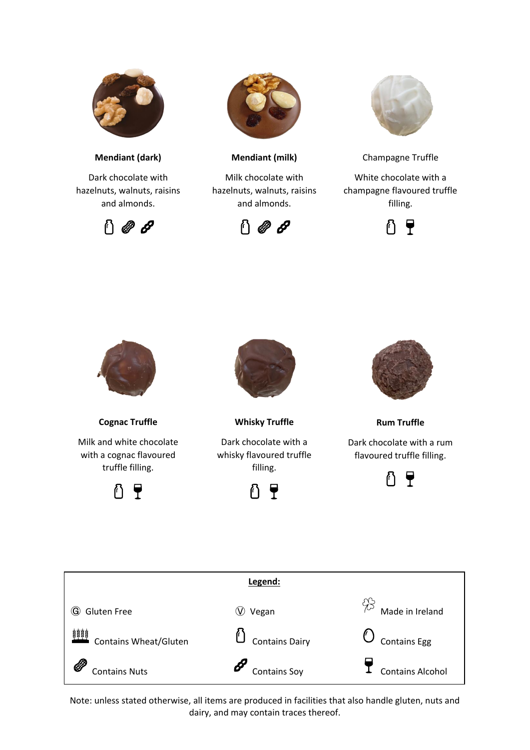**Mendiant (dark)**

Dark chocolate with hazelnuts, walnuts, raisins and almonds.

Contains Dairy, Contains Nuts, Contains Soy

**Mendiant (milk)**

Milk chocolate with hazelnuts, walnuts, raisins and almonds.

Contains Dairy, Contains Nuts, Contains Soy

Champagne Truffle

White chocolate with a champagne flavoured truffle filling.

Contains Dairy, Contains Alcohol

**Cognac Truffle**

Milk and white chocolate with a cognac flavoured truffle filling.

Contains Dairy, Contains Alcohol

**Whisky Truffle**

Dark chocolate with a whisky flavoured truffle filling.

Contains Dairy, Contains Alcohol

**Rum Truffle**

Dark chocolate with a rum flavoured truffle filling.

Contains Dairy, Contains Alcohol

**Legend:**

| | | |
|---|---|---|
| Ⓖ Gluten Free | Ⓥ Vegan | Made in Ireland |
| Contains Wheat/Gluten | Contains Dairy | Contains Egg |
| Contains Nuts | Contains Soy | Contains Alcohol |

Note: unless stated otherwise, all items are produced in facilities that also handle gluten, nuts and dairy, and may contain traces thereof.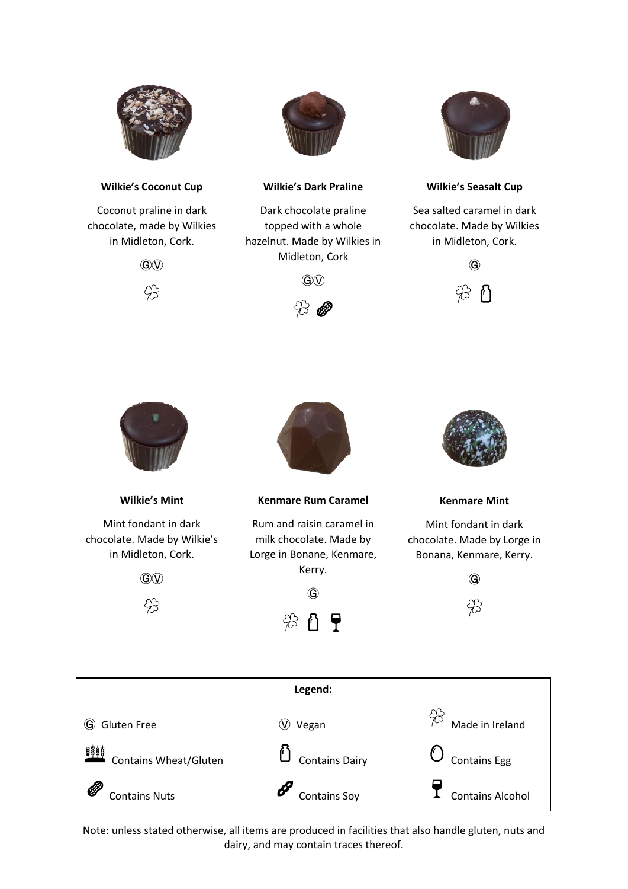**Wilkie's Coconut Cup**

Coconut praline in dark chocolate, made by Wilkies in Midleton, Cork.

Ⓖ Ⓥ

☘

**Wilkie's Dark Praline**

Dark chocolate praline topped with a whole hazelnut. Made by Wilkies in Midleton, Cork

Ⓖ Ⓥ

☘ 🥜

**Wilkie's Seasalt Cup**

Sea salted caramel in dark chocolate. Made by Wilkies in Midleton, Cork.

Ⓖ

☘ 🥛

**Wilkie's Mint**

Mint fondant in dark chocolate. Made by Wilkie's in Midleton, Cork.

Ⓖ Ⓥ

☘

**Kenmare Rum Caramel**

Rum and raisin caramel in milk chocolate. Made by Lorge in Bonane, Kenmare, Kerry.

Ⓖ

☘ 🥛 🍷

**Kenmare Mint**

Mint fondant in dark chocolate. Made by Lorge in Bonana, Kenmare, Kerry.

Ⓖ

☘

**Legend:**

| | | |
|---|---|---|
| Ⓖ Gluten Free | Ⓥ Vegan | ☘ Made in Ireland |
| 🌾 Contains Wheat/Gluten | 🥛 Contains Dairy | 🥚 Contains Egg |
| 🥜 Contains Nuts | 🫘 Contains Soy | 🍷 Contains Alcohol |

Note: unless stated otherwise, all items are produced in facilities that also handle gluten, nuts and dairy, and may contain traces thereof.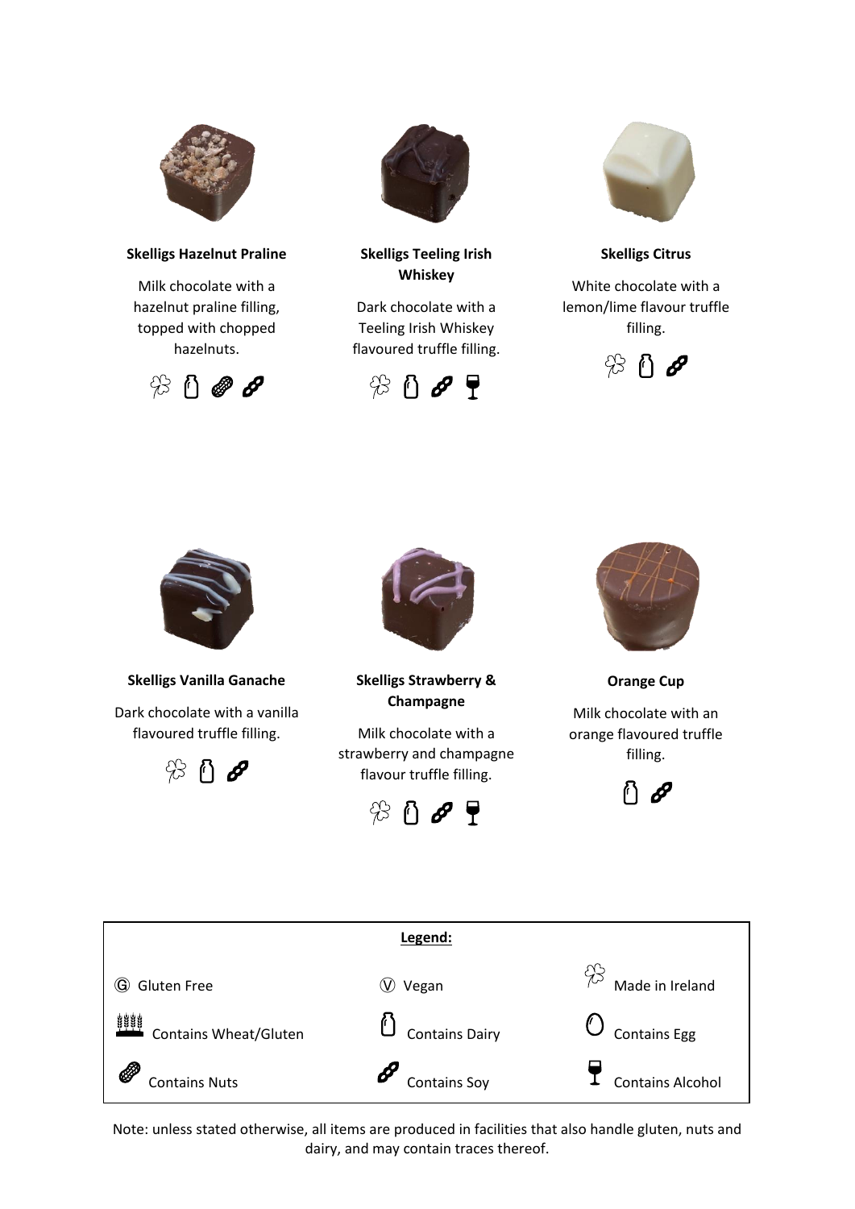**Skelligs Hazelnut Praline**

Milk chocolate with a hazelnut praline filling, topped with chopped hazelnuts.

**Skelligs Teeling Irish Whiskey**

Dark chocolate with a Teeling Irish Whiskey flavoured truffle filling.

**Skelligs Citrus**

White chocolate with a lemon/lime flavour truffle filling.

**Skelligs Vanilla Ganache**

Dark chocolate with a vanilla flavoured truffle filling.

**Skelligs Strawberry & Champagne**

Milk chocolate with a strawberry and champagne flavour truffle filling.

**Orange Cup**

Milk chocolate with an orange flavoured truffle filling.

| **Legend:** | | |
|---|---|---|
| Ⓖ Gluten Free | Ⓥ Vegan | Made in Ireland |
| Contains Wheat/Gluten | Contains Dairy | Contains Egg |
| Contains Nuts | Contains Soy | Contains Alcohol |

Note: unless stated otherwise, all items are produced in facilities that also handle gluten, nuts and dairy, and may contain traces thereof.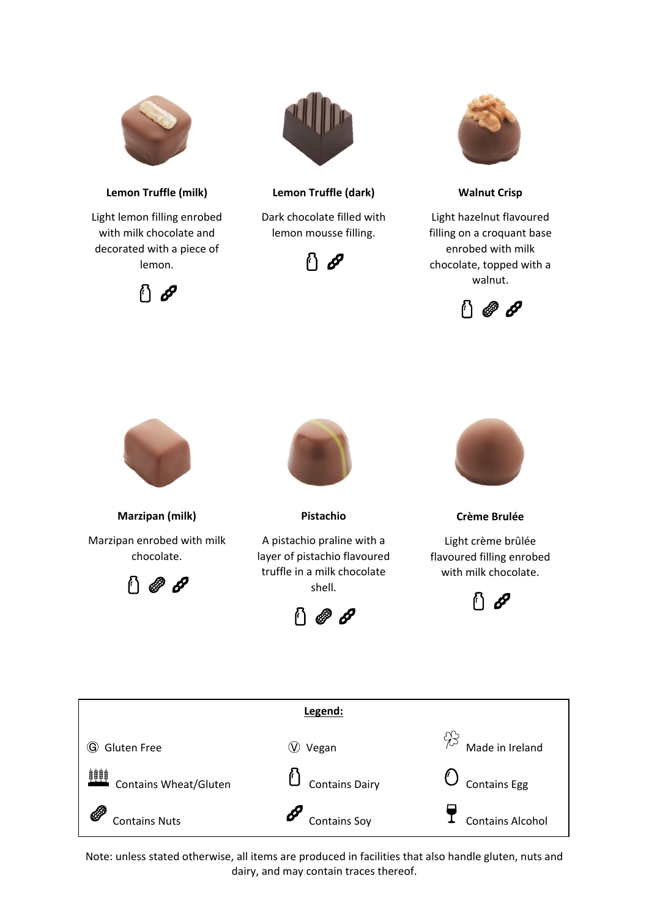**Lemon Truffle (milk)**

Light lemon filling enrobed with milk chocolate and decorated with a piece of lemon.

[Contains Dairy] [Contains Soy]

**Lemon Truffle (dark)**

Dark chocolate filled with lemon mousse filling.

[Contains Dairy] [Contains Soy]

**Walnut Crisp**

Light hazelnut flavoured filling on a croquant base enrobed with milk chocolate, topped with a walnut.

[Contains Dairy] [Contains Nuts] [Contains Soy]

**Marzipan (milk)**

Marzipan enrobed with milk chocolate.

[Contains Dairy] [Contains Nuts] [Contains Soy]

**Pistachio**

A pistachio praline with a layer of pistachio flavoured truffle in a milk chocolate shell.

[Contains Dairy] [Contains Nuts] [Contains Soy]

**Crème Brulée**

Light crème brûlée flavoured filling enrobed with milk chocolate.

[Contains Dairy] [Contains Soy]

**Legend:**

| | | |
|---|---|---|
| Ⓖ Gluten Free | Ⓥ Vegan | Made in Ireland |
| Contains Wheat/Gluten | Contains Dairy | Contains Egg |
| Contains Nuts | Contains Soy | Contains Alcohol |

Note: unless stated otherwise, all items are produced in facilities that also handle gluten, nuts and dairy, and may contain traces thereof.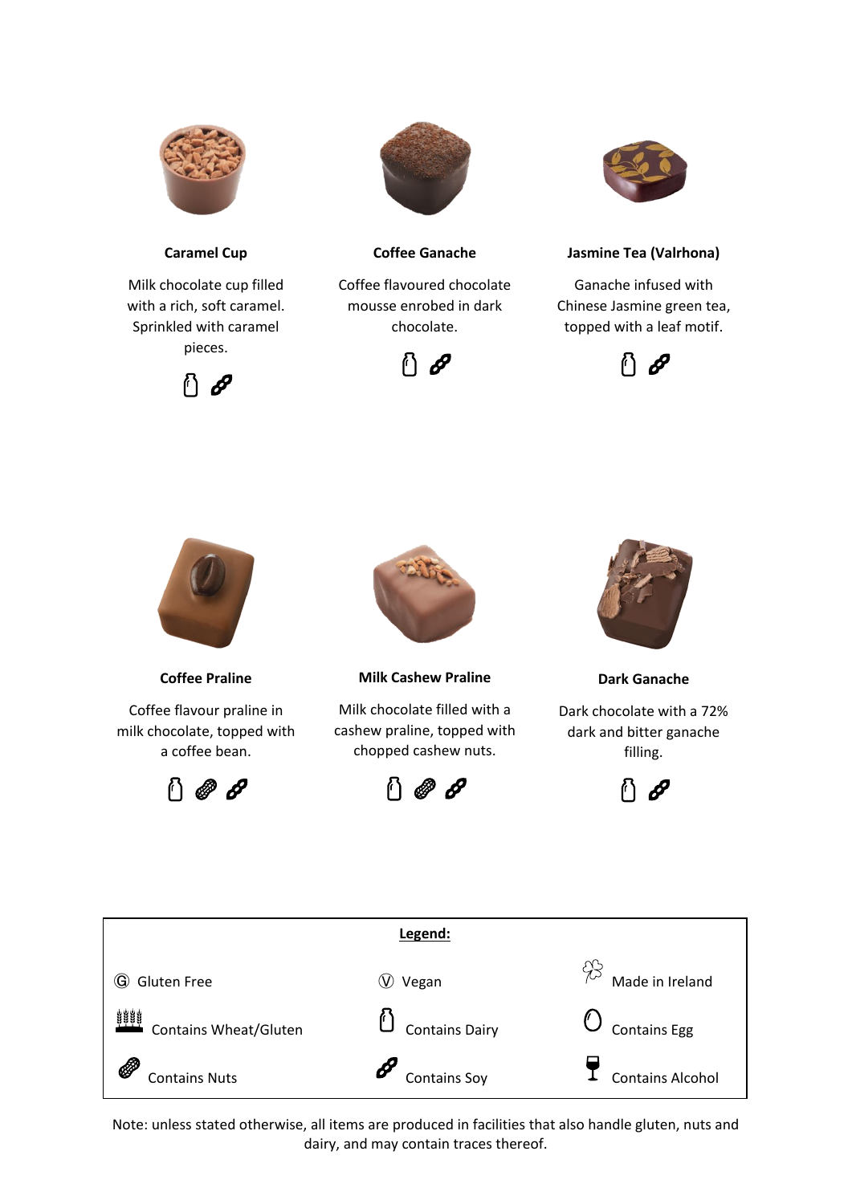**Caramel Cup**

Milk chocolate cup filled with a rich, soft caramel. Sprinkled with caramel pieces.

Contains Dairy, Contains Soy

**Coffee Ganache**

Coffee flavoured chocolate mousse enrobed in dark chocolate.

Contains Dairy, Contains Soy

**Jasmine Tea (Valrhona)**

Ganache infused with Chinese Jasmine green tea, topped with a leaf motif.

Contains Dairy, Contains Soy

**Coffee Praline**

Coffee flavour praline in milk chocolate, topped with a coffee bean.

Contains Dairy, Contains Nuts, Contains Soy

**Milk Cashew Praline**

Milk chocolate filled with a cashew praline, topped with chopped cashew nuts.

Contains Dairy, Contains Nuts, Contains Soy

**Dark Ganache**

Dark chocolate with a 72% dark and bitter ganache filling.

Contains Dairy, Contains Soy

| **Legend:** | | |
|---|---|---|
| Ⓖ Gluten Free | Ⓥ Vegan | Made in Ireland |
| Contains Wheat/Gluten | Contains Dairy | Contains Egg |
| Contains Nuts | Contains Soy | Contains Alcohol |

Note: unless stated otherwise, all items are produced in facilities that also handle gluten, nuts and dairy, and may contain traces thereof.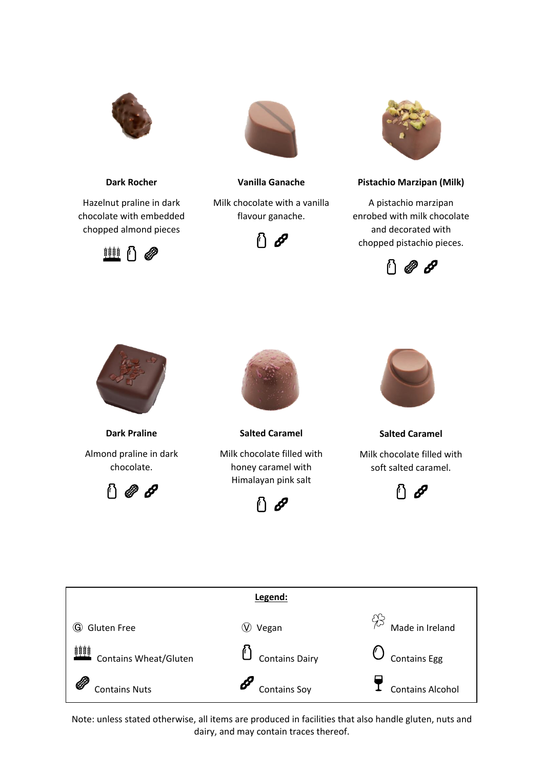**Dark Rocher**

Hazelnut praline in dark chocolate with embedded chopped almond pieces

Contains Wheat/Gluten, Contains Dairy, Contains Nuts

**Vanilla Ganache**

Milk chocolate with a vanilla flavour ganache.

Contains Dairy, Contains Soy

**Pistachio Marzipan (Milk)**

A pistachio marzipan enrobed with milk chocolate and decorated with chopped pistachio pieces.

Contains Dairy, Contains Nuts, Contains Soy

**Dark Praline**

Almond praline in dark chocolate.

Contains Dairy, Contains Nuts, Contains Soy

**Salted Caramel**

Milk chocolate filled with honey caramel with Himalayan pink salt

Contains Dairy, Contains Soy

**Salted Caramel**

Milk chocolate filled with soft salted caramel.

Contains Dairy, Contains Soy

**Legend:**

| | | |
|---|---|---|
| Ⓖ Gluten Free | Ⓥ Vegan | Made in Ireland |
| Contains Wheat/Gluten | Contains Dairy | Contains Egg |
| Contains Nuts | Contains Soy | Contains Alcohol |

Note: unless stated otherwise, all items are produced in facilities that also handle gluten, nuts and dairy, and may contain traces thereof.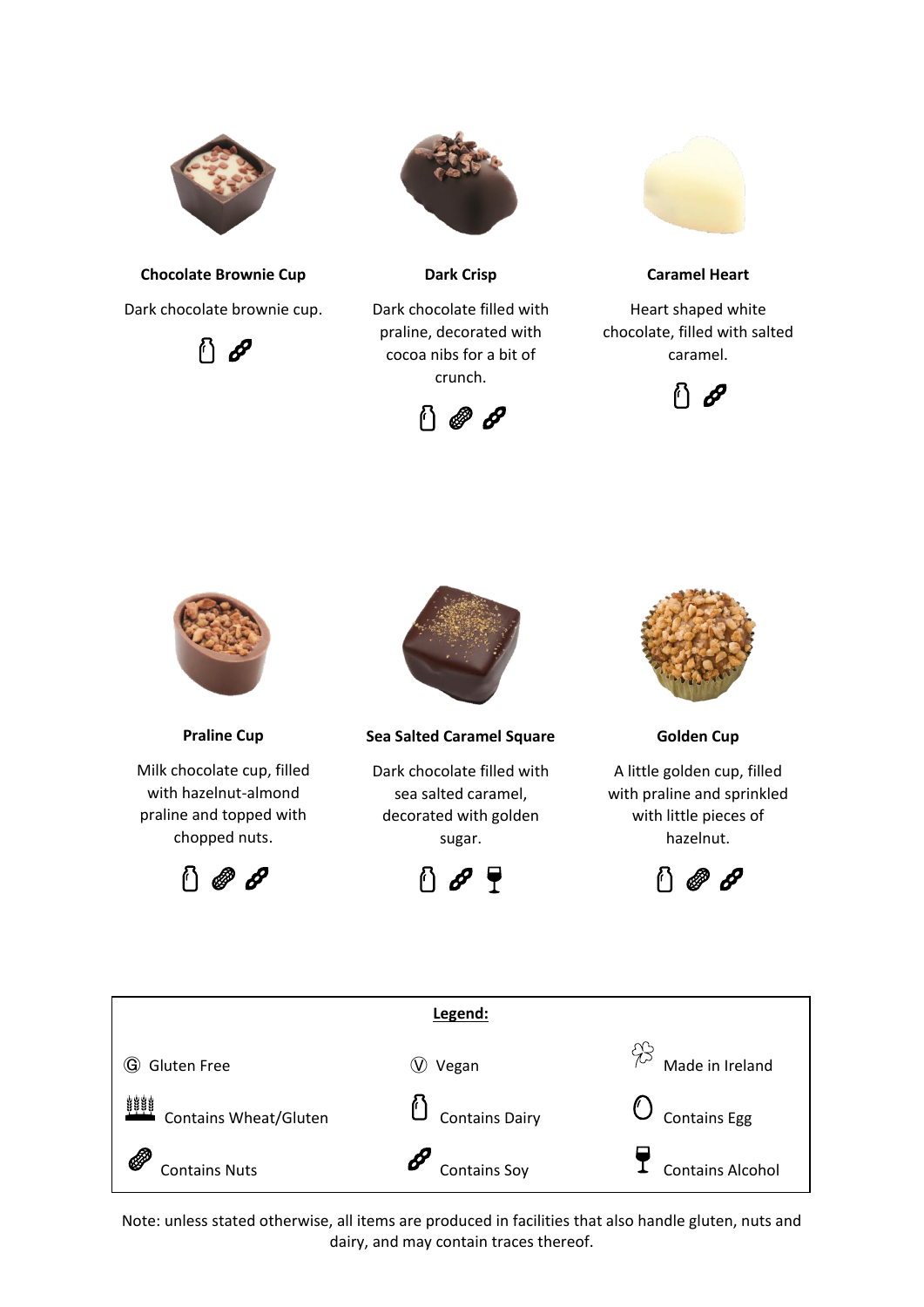**Chocolate Brownie Cup**

Dark chocolate brownie cup.

Contains Dairy, Contains Soy

**Dark Crisp**

Dark chocolate filled with praline, decorated with cocoa nibs for a bit of crunch.

Contains Dairy, Contains Nuts, Contains Soy

**Caramel Heart**

Heart shaped white chocolate, filled with salted caramel.

Contains Dairy, Contains Soy

**Praline Cup**

Milk chocolate cup, filled with hazelnut-almond praline and topped with chopped nuts.

Contains Dairy, Contains Nuts, Contains Soy

**Sea Salted Caramel Square**

Dark chocolate filled with sea salted caramel, decorated with golden sugar.

Contains Dairy, Contains Soy, Contains Alcohol

**Golden Cup**

A little golden cup, filled with praline and sprinkled with little pieces of hazelnut.

Contains Dairy, Contains Nuts, Contains Soy

**Legend:**

| | | |
|---|---|---|
| Ⓖ Gluten Free | Ⓥ Vegan | Made in Ireland |
| Contains Wheat/Gluten | Contains Dairy | Contains Egg |
| Contains Nuts | Contains Soy | Contains Alcohol |

Note: unless stated otherwise, all items are produced in facilities that also handle gluten, nuts and dairy, and may contain traces thereof.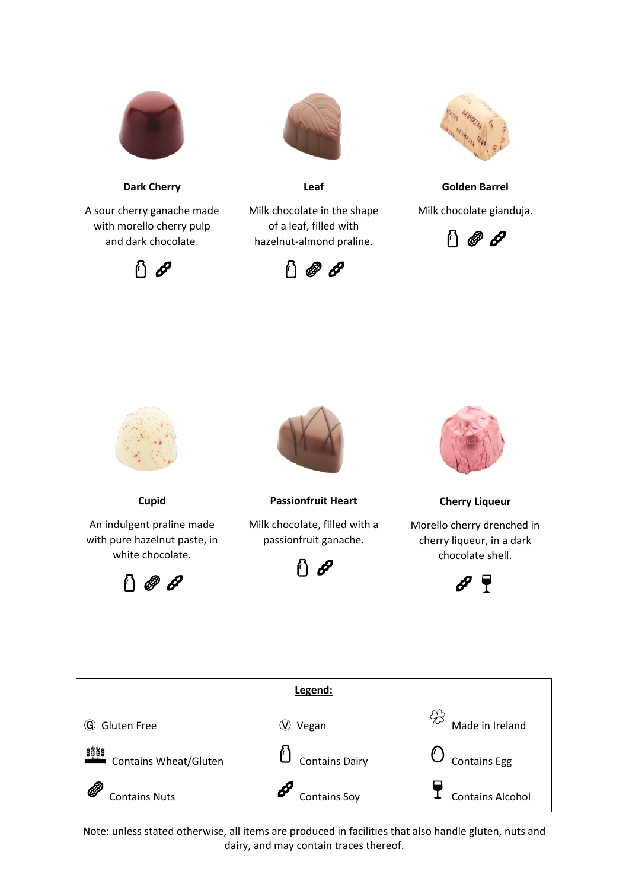**Dark Cherry**

A sour cherry ganache made with morello cherry pulp and dark chocolate.

**Leaf**

Milk chocolate in the shape of a leaf, filled with hazelnut-almond praline.

**Golden Barrel**

Milk chocolate gianduja.

**Cupid**

An indulgent praline made with pure hazelnut paste, in white chocolate.

**Passionfruit Heart**

Milk chocolate, filled with a passionfruit ganache.

**Cherry Liqueur**

Morello cherry drenched in cherry liqueur, in a dark chocolate shell.

**Legend:**

| | | |
|---|---|---|
| Ⓖ Gluten Free | Ⓥ Vegan | Made in Ireland |
| Contains Wheat/Gluten | Contains Dairy | Contains Egg |
| Contains Nuts | Contains Soy | Contains Alcohol |

Note: unless stated otherwise, all items are produced in facilities that also handle gluten, nuts and dairy, and may contain traces thereof.